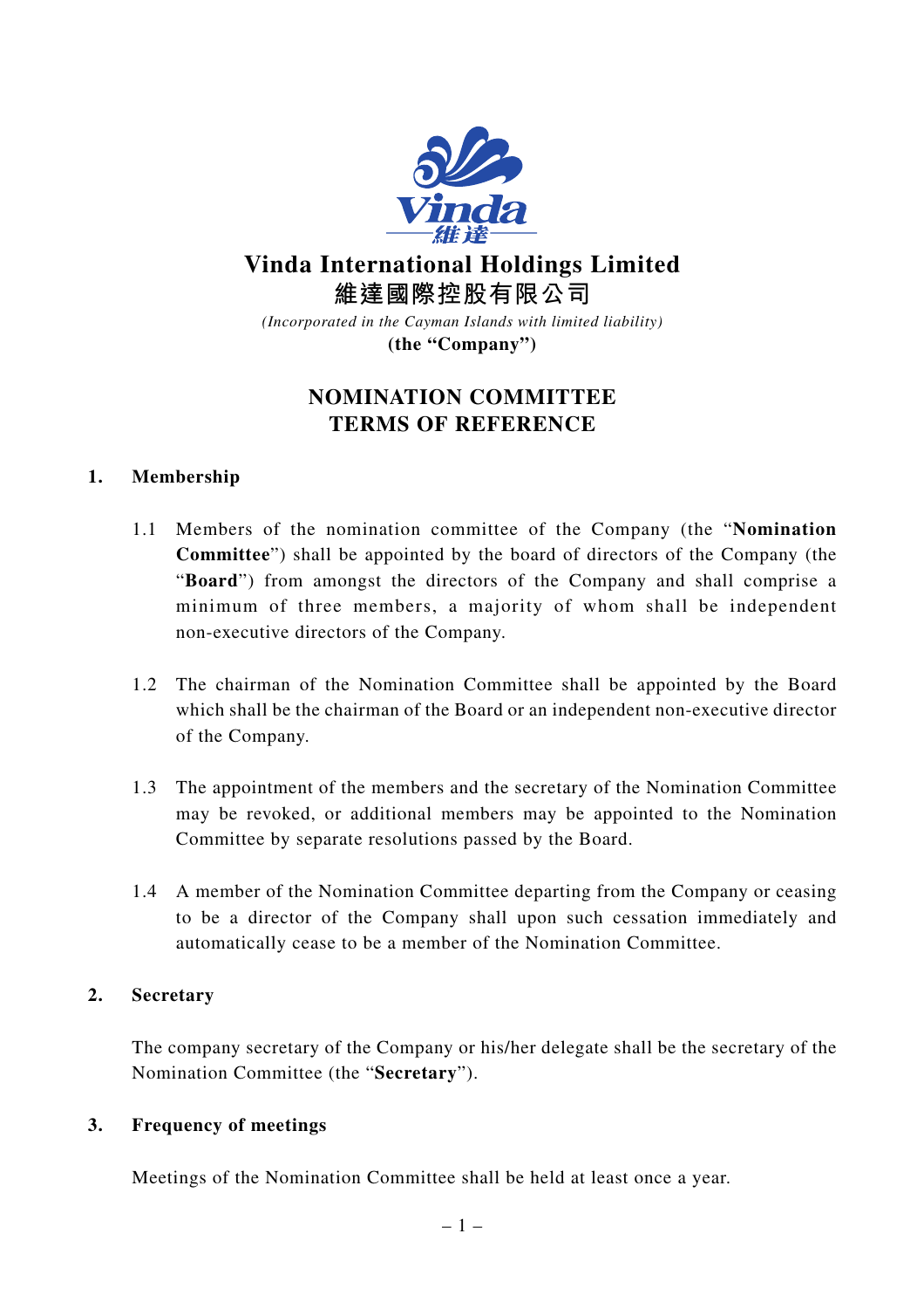# Vinda International Holdings Limited

# 維達國際控股有限公司

*(Incorporated in the Cayman Islands with limited liability)*

**(the "Company")**

## NOMINATION COMMITTEE TERMS OF REFERENCE

### 1. Membership

1.1 Members of the nomination committee of the Company (the "**Nomination Committee**") shall be appointed by the board of directors of the Company (the "**Board**") from amongst the directors of the Company and shall comprise a minimum of three members, a majority of whom shall be independent non-executive directors of the Company.

1.2 The chairman of the Nomination Committee shall be appointed by the Board which shall be the chairman of the Board or an independent non-executive director of the Company.

1.3 The appointment of the members and the secretary of the Nomination Committee may be revoked, or additional members may be appointed to the Nomination Committee by separate resolutions passed by the Board.

1.4 A member of the Nomination Committee departing from the Company or ceasing to be a director of the Company shall upon such cessation immediately and automatically cease to be a member of the Nomination Committee.

### 2. Secretary

The company secretary of the Company or his/her delegate shall be the secretary of the Nomination Committee (the "**Secretary**").

### 3. Frequency of meetings

Meetings of the Nomination Committee shall be held at least once a year.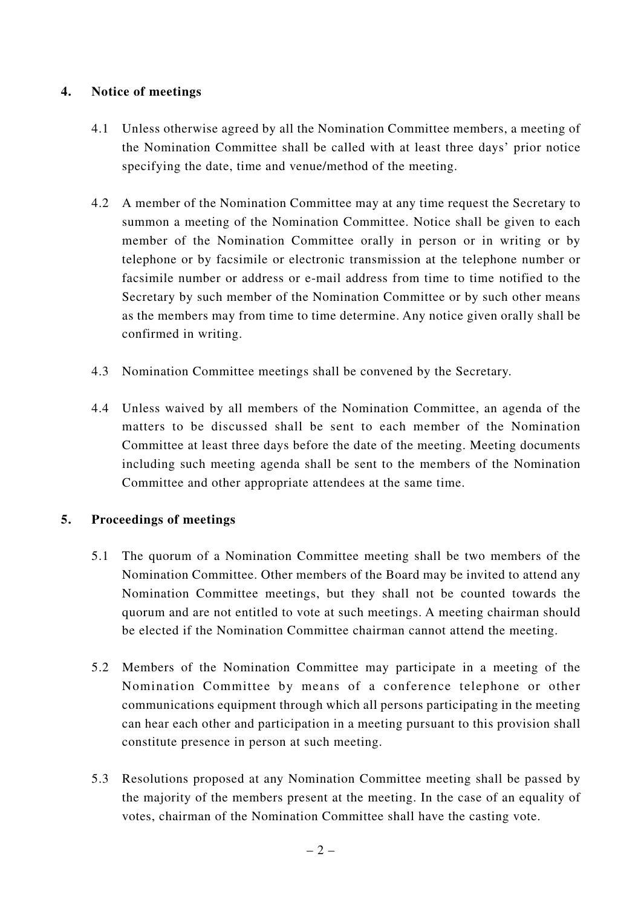## 4. Notice of meetings

4.1 Unless otherwise agreed by all the Nomination Committee members, a meeting of the Nomination Committee shall be called with at least three days' prior notice specifying the date, time and venue/method of the meeting.

4.2 A member of the Nomination Committee may at any time request the Secretary to summon a meeting of the Nomination Committee. Notice shall be given to each member of the Nomination Committee orally in person or in writing or by telephone or by facsimile or electronic transmission at the telephone number or facsimile number or address or e-mail address from time to time notified to the Secretary by such member of the Nomination Committee or by such other means as the members may from time to time determine. Any notice given orally shall be confirmed in writing.

4.3 Nomination Committee meetings shall be convened by the Secretary.

4.4 Unless waived by all members of the Nomination Committee, an agenda of the matters to be discussed shall be sent to each member of the Nomination Committee at least three days before the date of the meeting. Meeting documents including such meeting agenda shall be sent to the members of the Nomination Committee and other appropriate attendees at the same time.

## 5. Proceedings of meetings

5.1 The quorum of a Nomination Committee meeting shall be two members of the Nomination Committee. Other members of the Board may be invited to attend any Nomination Committee meetings, but they shall not be counted towards the quorum and are not entitled to vote at such meetings. A meeting chairman should be elected if the Nomination Committee chairman cannot attend the meeting.

5.2 Members of the Nomination Committee may participate in a meeting of the Nomination Committee by means of a conference telephone or other communications equipment through which all persons participating in the meeting can hear each other and participation in a meeting pursuant to this provision shall constitute presence in person at such meeting.

5.3 Resolutions proposed at any Nomination Committee meeting shall be passed by the majority of the members present at the meeting. In the case of an equality of votes, chairman of the Nomination Committee shall have the casting vote.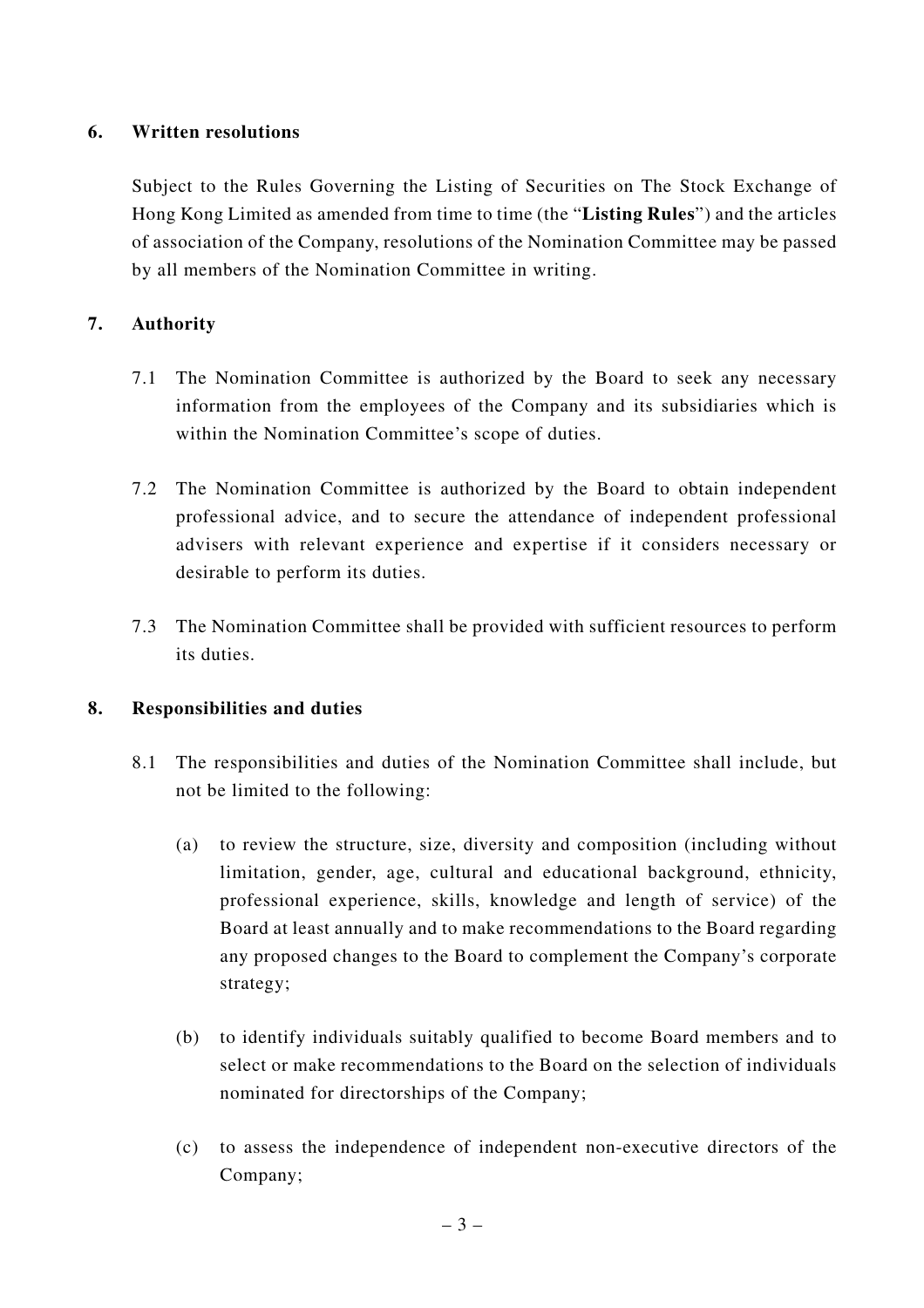## 6. Written resolutions

Subject to the Rules Governing the Listing of Securities on The Stock Exchange of Hong Kong Limited as amended from time to time (the "**Listing Rules**") and the articles of association of the Company, resolutions of the Nomination Committee may be passed by all members of the Nomination Committee in writing.

## 7. Authority

7.1 The Nomination Committee is authorized by the Board to seek any necessary information from the employees of the Company and its subsidiaries which is within the Nomination Committee's scope of duties.

7.2 The Nomination Committee is authorized by the Board to obtain independent professional advice, and to secure the attendance of independent professional advisers with relevant experience and expertise if it considers necessary or desirable to perform its duties.

7.3 The Nomination Committee shall be provided with sufficient resources to perform its duties.

## 8. Responsibilities and duties

8.1 The responsibilities and duties of the Nomination Committee shall include, but not be limited to the following:

(a) to review the structure, size, diversity and composition (including without limitation, gender, age, cultural and educational background, ethnicity, professional experience, skills, knowledge and length of service) of the Board at least annually and to make recommendations to the Board regarding any proposed changes to the Board to complement the Company's corporate strategy;

(b) to identify individuals suitably qualified to become Board members and to select or make recommendations to the Board on the selection of individuals nominated for directorships of the Company;

(c) to assess the independence of independent non-executive directors of the Company;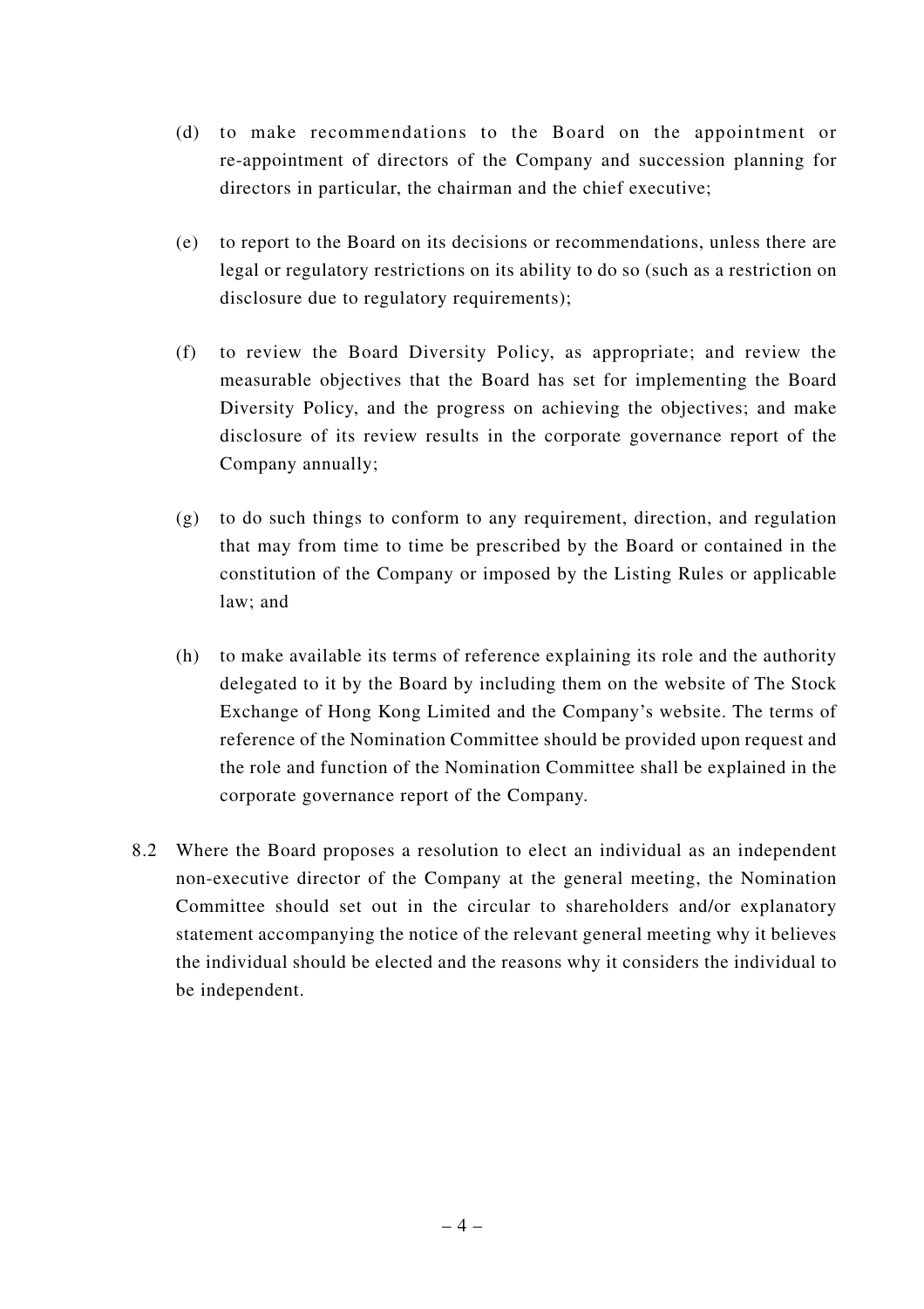(d) to make recommendations to the Board on the appointment or re-appointment of directors of the Company and succession planning for directors in particular, the chairman and the chief executive;

(e) to report to the Board on its decisions or recommendations, unless there are legal or regulatory restrictions on its ability to do so (such as a restriction on disclosure due to regulatory requirements);

(f) to review the Board Diversity Policy, as appropriate; and review the measurable objectives that the Board has set for implementing the Board Diversity Policy, and the progress on achieving the objectives; and make disclosure of its review results in the corporate governance report of the Company annually;

(g) to do such things to conform to any requirement, direction, and regulation that may from time to time be prescribed by the Board or contained in the constitution of the Company or imposed by the Listing Rules or applicable law; and

(h) to make available its terms of reference explaining its role and the authority delegated to it by the Board by including them on the website of The Stock Exchange of Hong Kong Limited and the Company's website. The terms of reference of the Nomination Committee should be provided upon request and the role and function of the Nomination Committee shall be explained in the corporate governance report of the Company.

8.2 Where the Board proposes a resolution to elect an individual as an independent non-executive director of the Company at the general meeting, the Nomination Committee should set out in the circular to shareholders and/or explanatory statement accompanying the notice of the relevant general meeting why it believes the individual should be elected and the reasons why it considers the individual to be independent.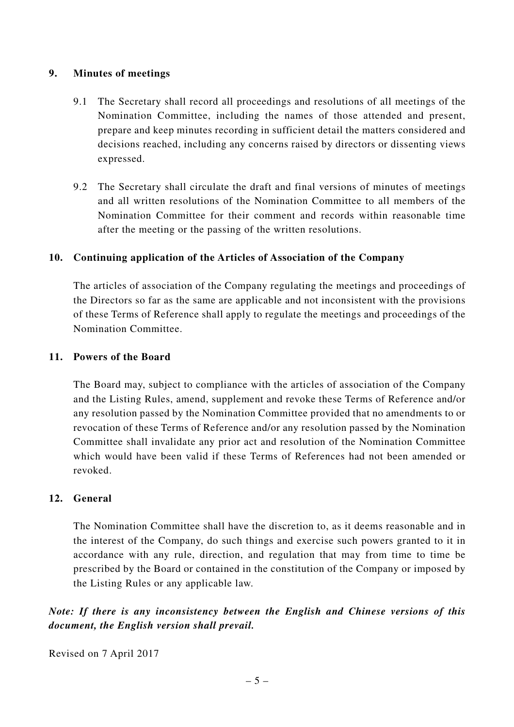## 9. Minutes of meetings

9.1 The Secretary shall record all proceedings and resolutions of all meetings of the Nomination Committee, including the names of those attended and present, prepare and keep minutes recording in sufficient detail the matters considered and decisions reached, including any concerns raised by directors or dissenting views expressed.

9.2 The Secretary shall circulate the draft and final versions of minutes of meetings and all written resolutions of the Nomination Committee to all members of the Nomination Committee for their comment and records within reasonable time after the meeting or the passing of the written resolutions.

## 10. Continuing application of the Articles of Association of the Company

The articles of association of the Company regulating the meetings and proceedings of the Directors so far as the same are applicable and not inconsistent with the provisions of these Terms of Reference shall apply to regulate the meetings and proceedings of the Nomination Committee.

## 11. Powers of the Board

The Board may, subject to compliance with the articles of association of the Company and the Listing Rules, amend, supplement and revoke these Terms of Reference and/or any resolution passed by the Nomination Committee provided that no amendments to or revocation of these Terms of Reference and/or any resolution passed by the Nomination Committee shall invalidate any prior act and resolution of the Nomination Committee which would have been valid if these Terms of References had not been amended or revoked.

## 12. General

The Nomination Committee shall have the discretion to, as it deems reasonable and in the interest of the Company, do such things and exercise such powers granted to it in accordance with any rule, direction, and regulation that may from time to time be prescribed by the Board or contained in the constitution of the Company or imposed by the Listing Rules or any applicable law.

***Note: If there is any inconsistency between the English and Chinese versions of this document, the English version shall prevail.***

Revised on 7 April 2017